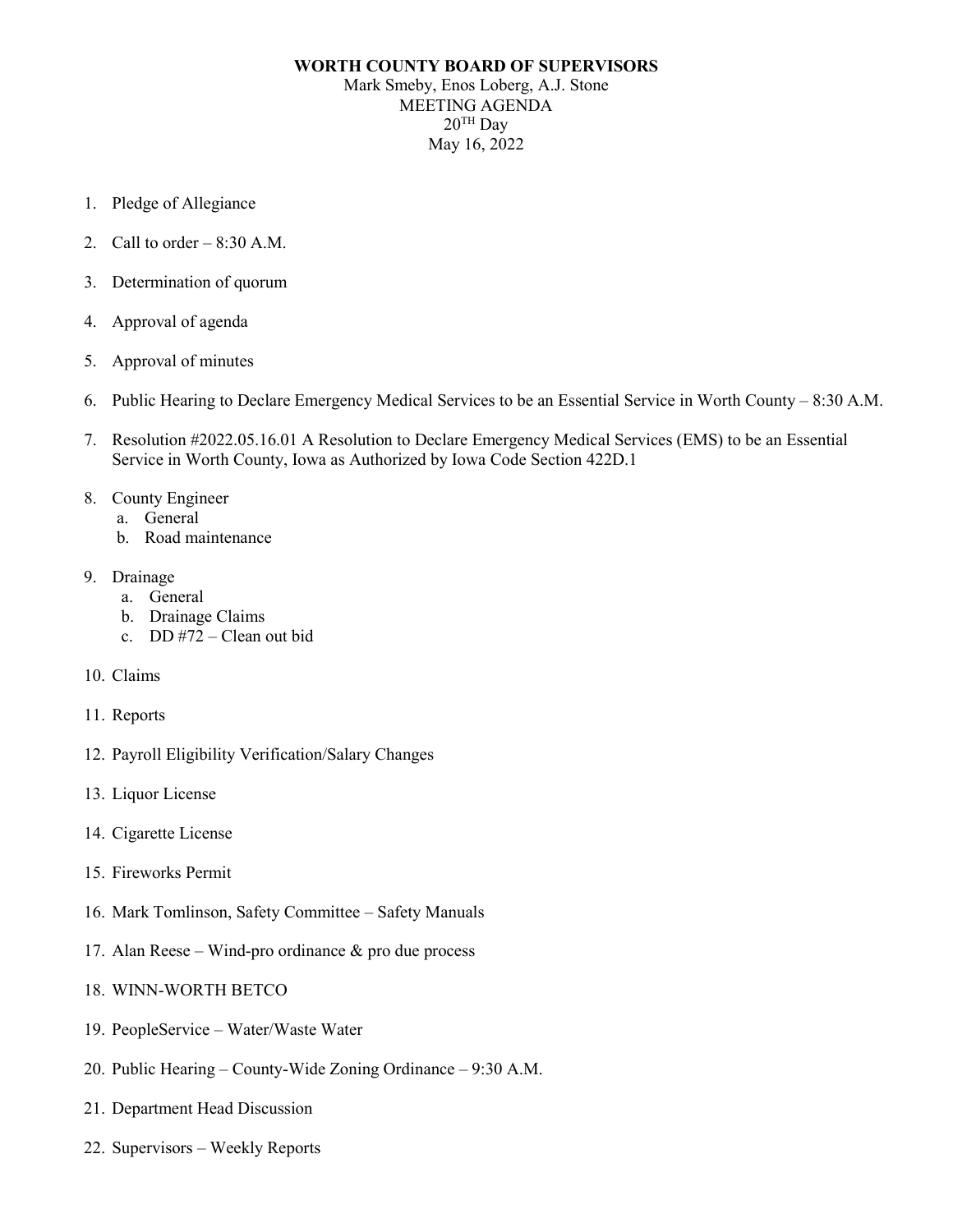# WORTH COUNTY BOARD OF SUPERVISORS

Mark Smeby, Enos Loberg, A.J. Stone
MEETING AGENDA
20TH Day
May 16, 2022

1. Pledge of Allegiance
2. Call to order – 8:30 A.M.
3. Determination of quorum
4. Approval of agenda
5. Approval of minutes
6. Public Hearing to Declare Emergency Medical Services to be an Essential Service in Worth County – 8:30 A.M.
7. Resolution #2022.05.16.01 A Resolution to Declare Emergency Medical Services (EMS) to be an Essential Service in Worth County, Iowa as Authorized by Iowa Code Section 422D.1
8. County Engineer
   a. General
   b. Road maintenance
9. Drainage
   a. General
   b. Drainage Claims
   c. DD #72 – Clean out bid
10. Claims
11. Reports
12. Payroll Eligibility Verification/Salary Changes
13. Liquor License
14. Cigarette License
15. Fireworks Permit
16. Mark Tomlinson, Safety Committee – Safety Manuals
17. Alan Reese – Wind-pro ordinance & pro due process
18. WINN-WORTH BETCO
19. PeopleService – Water/Waste Water
20. Public Hearing – County-Wide Zoning Ordinance – 9:30 A.M.
21. Department Head Discussion
22. Supervisors – Weekly Reports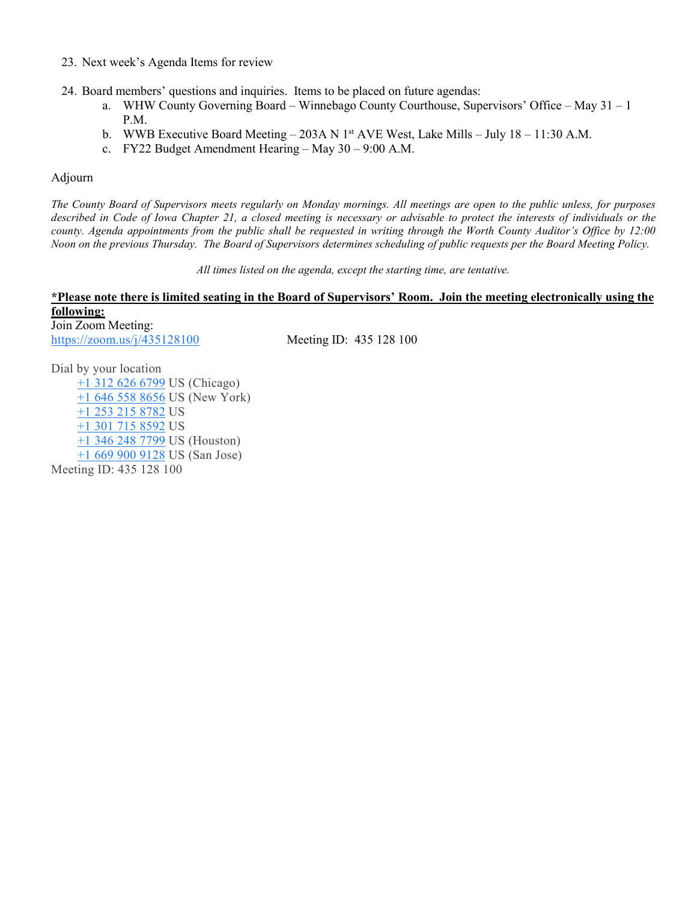23. Next week's Agenda Items for review

24. Board members' questions and inquiries. Items to be placed on future agendas:
    a. WHW County Governing Board – Winnebago County Courthouse, Supervisors' Office – May 31 – 1 P.M.
    b. WWB Executive Board Meeting – 203A N 1st AVE West, Lake Mills – July 18 – 11:30 A.M.
    c. FY22 Budget Amendment Hearing – May 30 – 9:00 A.M.

Adjourn

*The County Board of Supervisors meets regularly on Monday mornings. All meetings are open to the public unless, for purposes described in Code of Iowa Chapter 21, a closed meeting is necessary or advisable to protect the interests of individuals or the county. Agenda appointments from the public shall be requested in writing through the Worth County Auditor's Office by 12:00 Noon on the previous Thursday. The Board of Supervisors determines scheduling of public requests per the Board Meeting Policy.*

*All times listed on the agenda, except the starting time, are tentative.*

**\*Please note there is limited seating in the Board of Supervisors' Room. Join the meeting electronically using the following:**

Join Zoom Meeting:
https://zoom.us/j/435128100 Meeting ID: 435 128 100

Dial by your location
- +1 312 626 6799 US (Chicago)
- +1 646 558 8656 US (New York)
- +1 253 215 8782 US
- +1 301 715 8592 US
- +1 346 248 7799 US (Houston)
- +1 669 900 9128 US (San Jose)

Meeting ID: 435 128 100